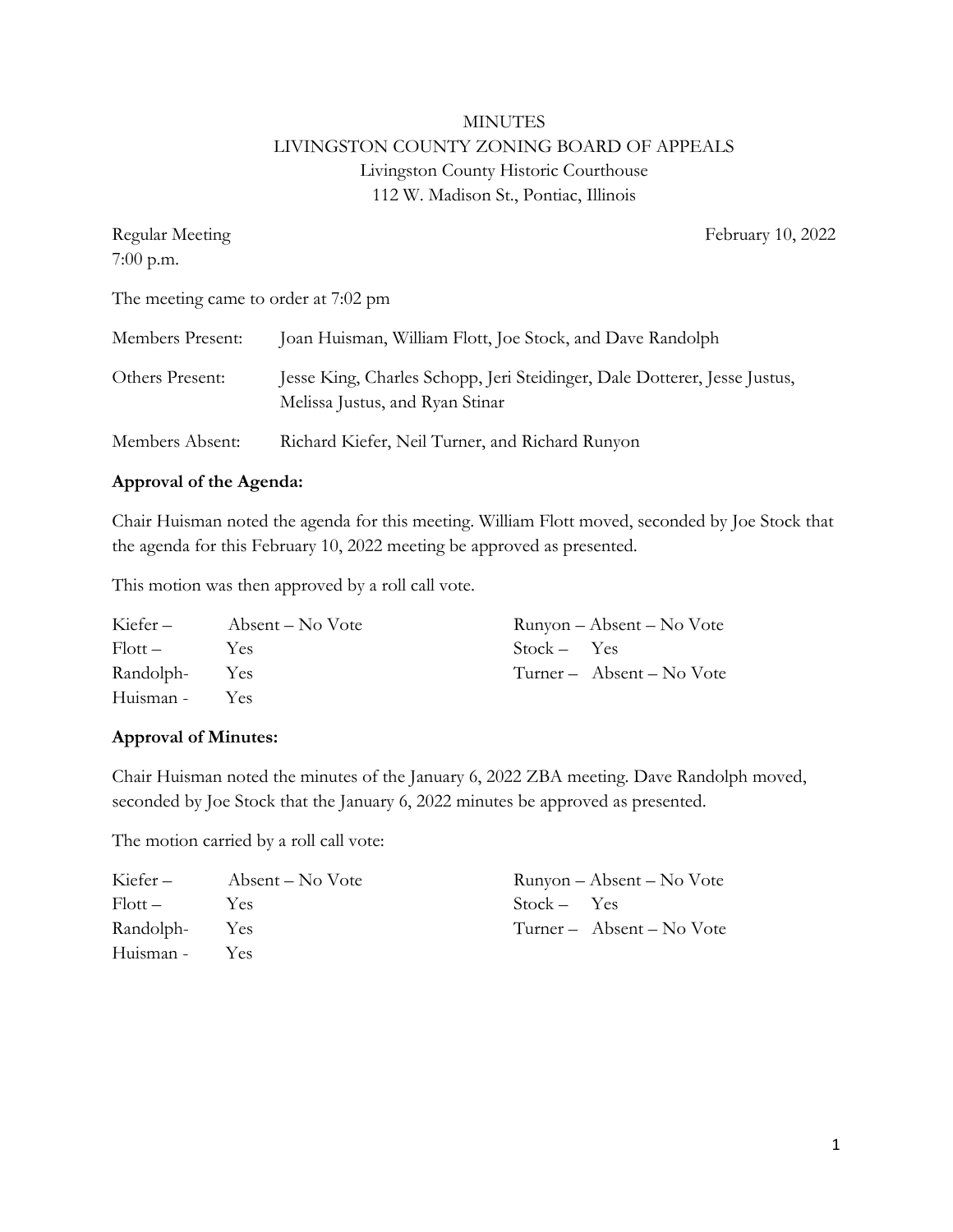# MINUTES
## LIVINGSTON COUNTY ZONING BOARD OF APPEALS
Livingston County Historic Courthouse
112 W. Madison St., Pontiac, Illinois

Regular Meeting  February 10, 2022
7:00 p.m.

The meeting came to order at 7:02 pm

| | |
|---|---|
| Members Present: | Joan Huisman, William Flott, Joe Stock, and Dave Randolph |
| Others Present: | Jesse King, Charles Schopp, Jeri Steidinger, Dale Dotterer, Jesse Justus, Melissa Justus, and Ryan Stinar |
| Members Absent: | Richard Kiefer, Neil Turner, and Richard Runyon |

**Approval of the Agenda:**

Chair Huisman noted the agenda for this meeting. William Flott moved, seconded by Joe Stock that the agenda for this February 10, 2022 meeting be approved as presented.

This motion was then approved by a roll call vote.

| | | | |
|---|---|---|---|
| Kiefer – | Absent – No Vote | Runyon – | Absent – No Vote |
| Flott – | Yes | Stock – | Yes |
| Randolph- | Yes | Turner – | Absent – No Vote |
| Huisman - | Yes | | |

**Approval of Minutes:**

Chair Huisman noted the minutes of the January 6, 2022 ZBA meeting. Dave Randolph moved, seconded by Joe Stock that the January 6, 2022 minutes be approved as presented.

The motion carried by a roll call vote:

| | | | |
|---|---|---|---|
| Kiefer – | Absent – No Vote | Runyon – | Absent – No Vote |
| Flott – | Yes | Stock – | Yes |
| Randolph- | Yes | Turner – | Absent – No Vote |
| Huisman - | Yes | | |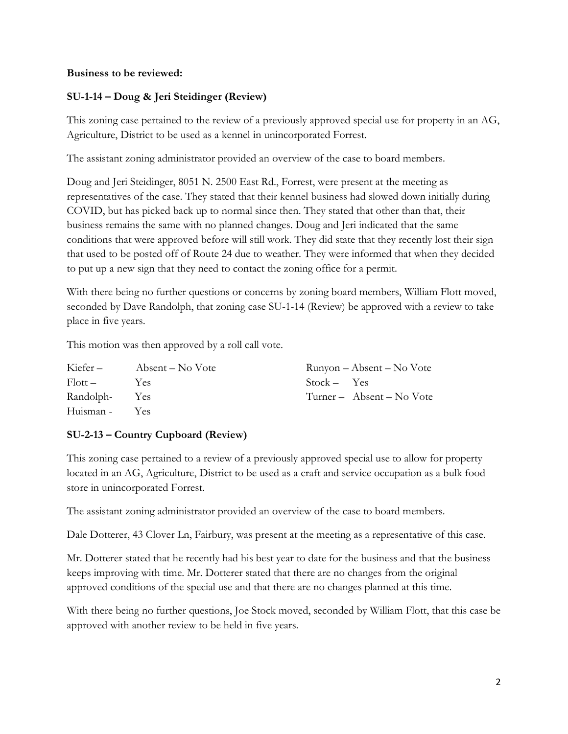**Business to be reviewed:**

**SU-1-14 – Doug & Jeri Steidinger (Review)**

This zoning case pertained to the review of a previously approved special use for property in an AG, Agriculture, District to be used as a kennel in unincorporated Forrest.

The assistant zoning administrator provided an overview of the case to board members.

Doug and Jeri Steidinger, 8051 N. 2500 East Rd., Forrest, were present at the meeting as representatives of the case. They stated that their kennel business had slowed down initially during COVID, but has picked back up to normal since then. They stated that other than that, their business remains the same with no planned changes. Doug and Jeri indicated that the same conditions that were approved before will still work. They did state that they recently lost their sign that used to be posted off of Route 24 due to weather. They were informed that when they decided to put up a new sign that they need to contact the zoning office for a permit.

With there being no further questions or concerns by zoning board members, William Flott moved, seconded by Dave Randolph, that zoning case SU-1-14 (Review) be approved with a review to take place in five years.

This motion was then approved by a roll call vote.

| | | | |
|---|---|---|---|
| Kiefer – | Absent – No Vote | Runyon – | Absent – No Vote |
| Flott – | Yes | Stock – | Yes |
| Randolph- | Yes | Turner – | Absent – No Vote |
| Huisman - | Yes | | |

**SU-2-13 – Country Cupboard (Review)**

This zoning case pertained to a review of a previously approved special use to allow for property located in an AG, Agriculture, District to be used as a craft and service occupation as a bulk food store in unincorporated Forrest.

The assistant zoning administrator provided an overview of the case to board members.

Dale Dotterer, 43 Clover Ln, Fairbury, was present at the meeting as a representative of this case.

Mr. Dotterer stated that he recently had his best year to date for the business and that the business keeps improving with time. Mr. Dotterer stated that there are no changes from the original approved conditions of the special use and that there are no changes planned at this time.

With there being no further questions, Joe Stock moved, seconded by William Flott, that this case be approved with another review to be held in five years.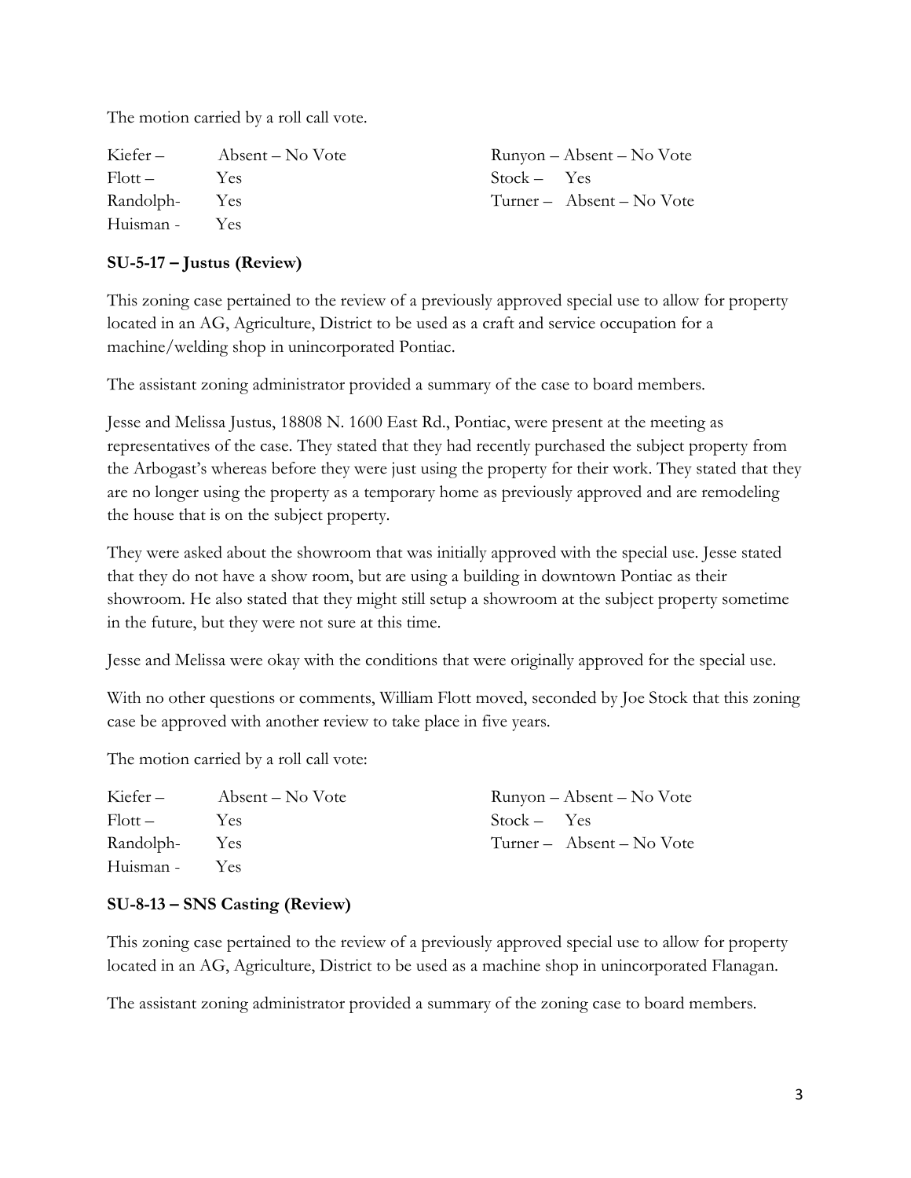The motion carried by a roll call vote.

| | | | |
|---|---|---|---|
| Kiefer – | Absent – No Vote | Runyon – | Absent – No Vote |
| Flott – | Yes | Stock – | Yes |
| Randolph- | Yes | Turner – | Absent – No Vote |
| Huisman - | Yes | | |

**SU-5-17 – Justus (Review)**

This zoning case pertained to the review of a previously approved special use to allow for property located in an AG, Agriculture, District to be used as a craft and service occupation for a machine/welding shop in unincorporated Pontiac.

The assistant zoning administrator provided a summary of the case to board members.

Jesse and Melissa Justus, 18808 N. 1600 East Rd., Pontiac, were present at the meeting as representatives of the case. They stated that they had recently purchased the subject property from the Arbogast's whereas before they were just using the property for their work. They stated that they are no longer using the property as a temporary home as previously approved and are remodeling the house that is on the subject property.

They were asked about the showroom that was initially approved with the special use. Jesse stated that they do not have a show room, but are using a building in downtown Pontiac as their showroom. He also stated that they might still setup a showroom at the subject property sometime in the future, but they were not sure at this time.

Jesse and Melissa were okay with the conditions that were originally approved for the special use.

With no other questions or comments, William Flott moved, seconded by Joe Stock that this zoning case be approved with another review to take place in five years.

The motion carried by a roll call vote:

| | | | |
|---|---|---|---|
| Kiefer – | Absent – No Vote | Runyon – | Absent – No Vote |
| Flott – | Yes | Stock – | Yes |
| Randolph- | Yes | Turner – | Absent – No Vote |
| Huisman - | Yes | | |

**SU-8-13 – SNS Casting (Review)**

This zoning case pertained to the review of a previously approved special use to allow for property located in an AG, Agriculture, District to be used as a machine shop in unincorporated Flanagan.

The assistant zoning administrator provided a summary of the zoning case to board members.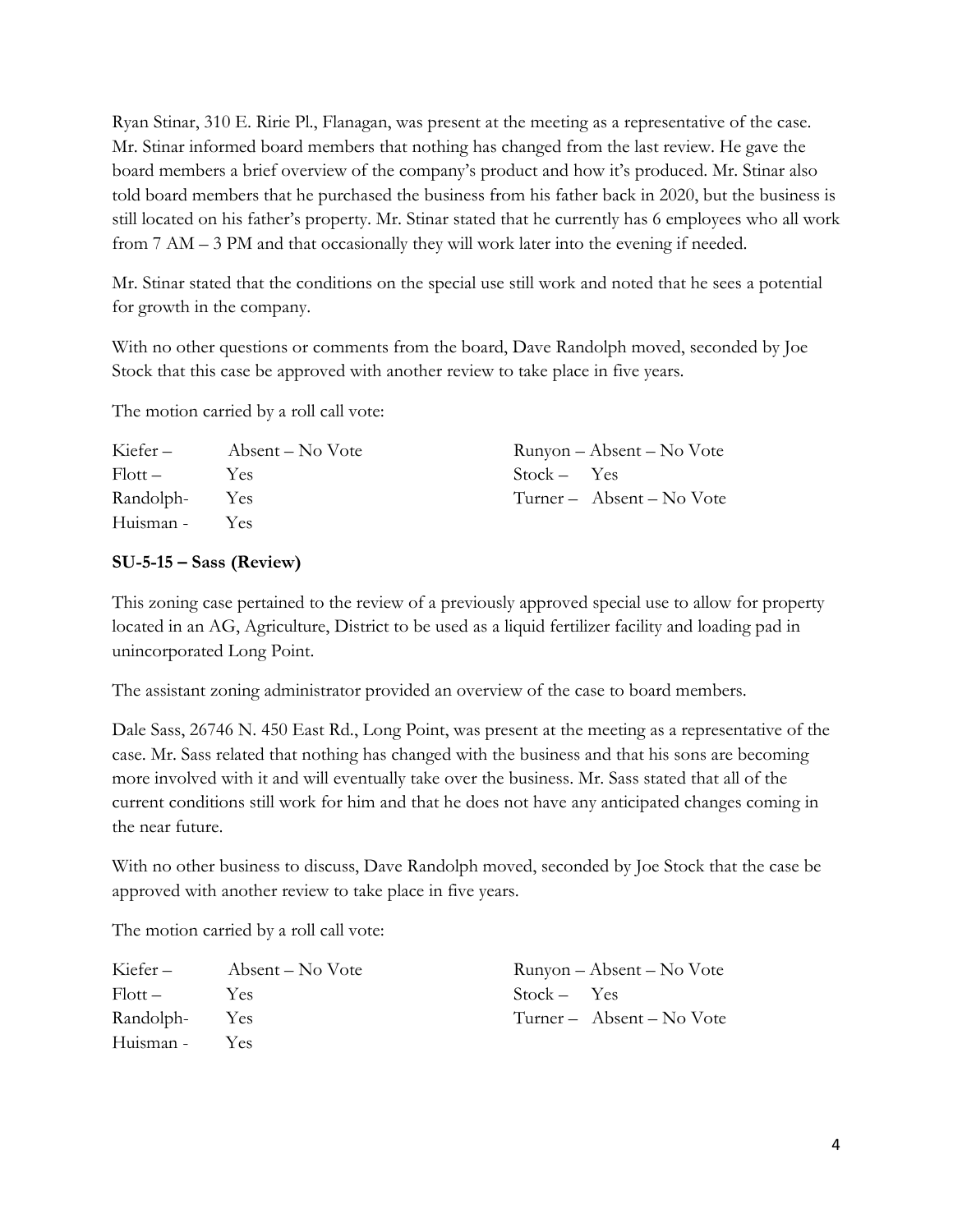Ryan Stinar, 310 E. Ririe Pl., Flanagan, was present at the meeting as a representative of the case. Mr. Stinar informed board members that nothing has changed from the last review. He gave the board members a brief overview of the company's product and how it's produced. Mr. Stinar also told board members that he purchased the business from his father back in 2020, but the business is still located on his father's property. Mr. Stinar stated that he currently has 6 employees who all work from 7 AM – 3 PM and that occasionally they will work later into the evening if needed.

Mr. Stinar stated that the conditions on the special use still work and noted that he sees a potential for growth in the company.

With no other questions or comments from the board, Dave Randolph moved, seconded by Joe Stock that this case be approved with another review to take place in five years.

The motion carried by a roll call vote:

| | | | |
|---|---|---|---|
| Kiefer – | Absent – No Vote | Runyon – Absent – No Vote | |
| Flott – | Yes | Stock – | Yes |
| Randolph- | Yes | Turner – | Absent – No Vote |
| Huisman - | Yes | | |

**SU-5-15 – Sass (Review)**

This zoning case pertained to the review of a previously approved special use to allow for property located in an AG, Agriculture, District to be used as a liquid fertilizer facility and loading pad in unincorporated Long Point.

The assistant zoning administrator provided an overview of the case to board members.

Dale Sass, 26746 N. 450 East Rd., Long Point, was present at the meeting as a representative of the case. Mr. Sass related that nothing has changed with the business and that his sons are becoming more involved with it and will eventually take over the business. Mr. Sass stated that all of the current conditions still work for him and that he does not have any anticipated changes coming in the near future.

With no other business to discuss, Dave Randolph moved, seconded by Joe Stock that the case be approved with another review to take place in five years.

The motion carried by a roll call vote:

| | | | |
|---|---|---|---|
| Kiefer – | Absent – No Vote | Runyon – Absent – No Vote | |
| Flott – | Yes | Stock – | Yes |
| Randolph- | Yes | Turner – | Absent – No Vote |
| Huisman - | Yes | | |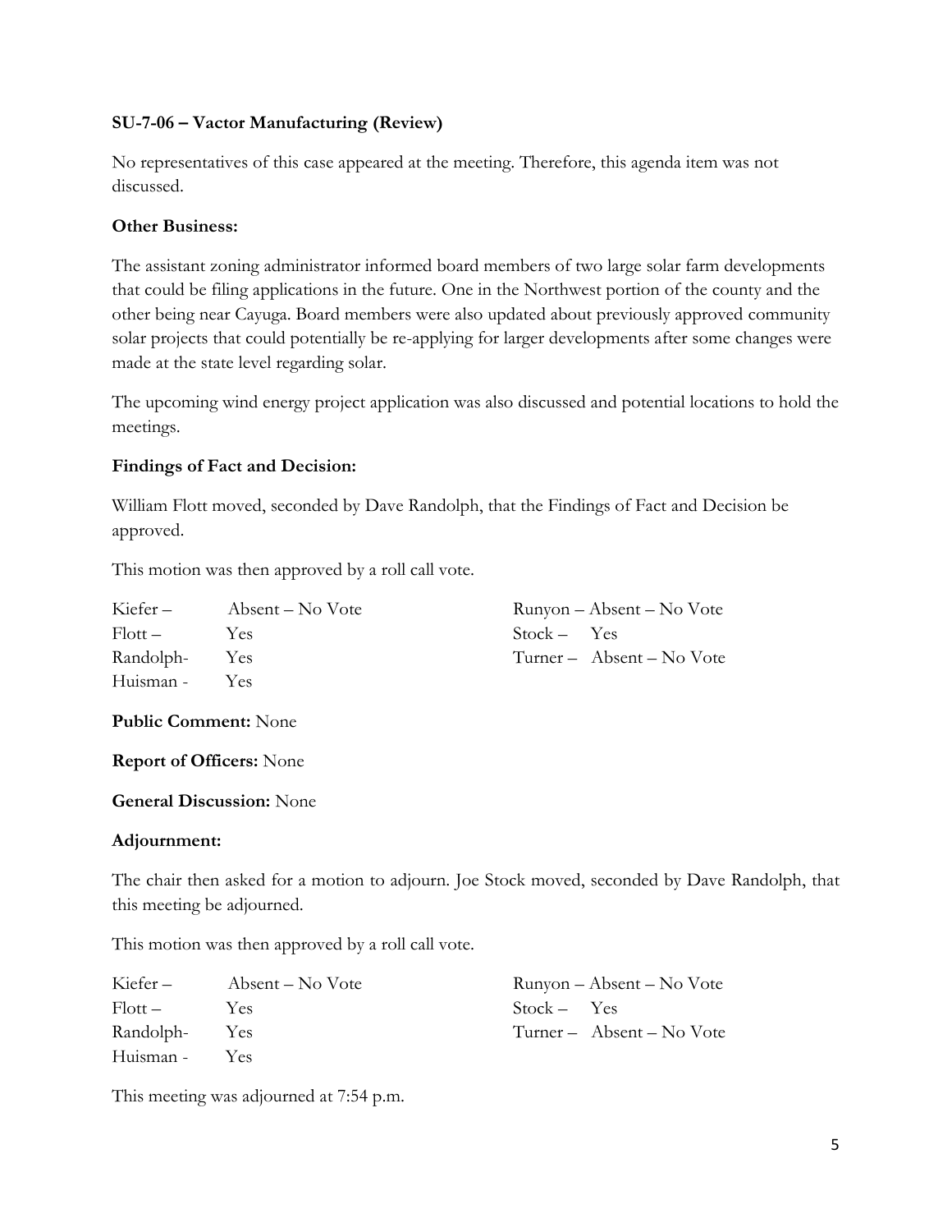**SU-7-06 – Vactor Manufacturing (Review)**

No representatives of this case appeared at the meeting. Therefore, this agenda item was not discussed.

**Other Business:**

The assistant zoning administrator informed board members of two large solar farm developments that could be filing applications in the future. One in the Northwest portion of the county and the other being near Cayuga. Board members were also updated about previously approved community solar projects that could potentially be re-applying for larger developments after some changes were made at the state level regarding solar.

The upcoming wind energy project application was also discussed and potential locations to hold the meetings.

**Findings of Fact and Decision:**

William Flott moved, seconded by Dave Randolph, that the Findings of Fact and Decision be approved.

This motion was then approved by a roll call vote.

| | | | |
|---|---|---|---|
| Kiefer – | Absent – No Vote | Runyon – | Absent – No Vote |
| Flott – | Yes | Stock – | Yes |
| Randolph- | Yes | Turner – | Absent – No Vote |
| Huisman - | Yes | | |

**Public Comment:** None

**Report of Officers:** None

**General Discussion:** None

**Adjournment:**

The chair then asked for a motion to adjourn. Joe Stock moved, seconded by Dave Randolph, that this meeting be adjourned.

This motion was then approved by a roll call vote.

| | | | |
|---|---|---|---|
| Kiefer – | Absent – No Vote | Runyon – | Absent – No Vote |
| Flott – | Yes | Stock – | Yes |
| Randolph- | Yes | Turner – | Absent – No Vote |
| Huisman - | Yes | | |

This meeting was adjourned at 7:54 p.m.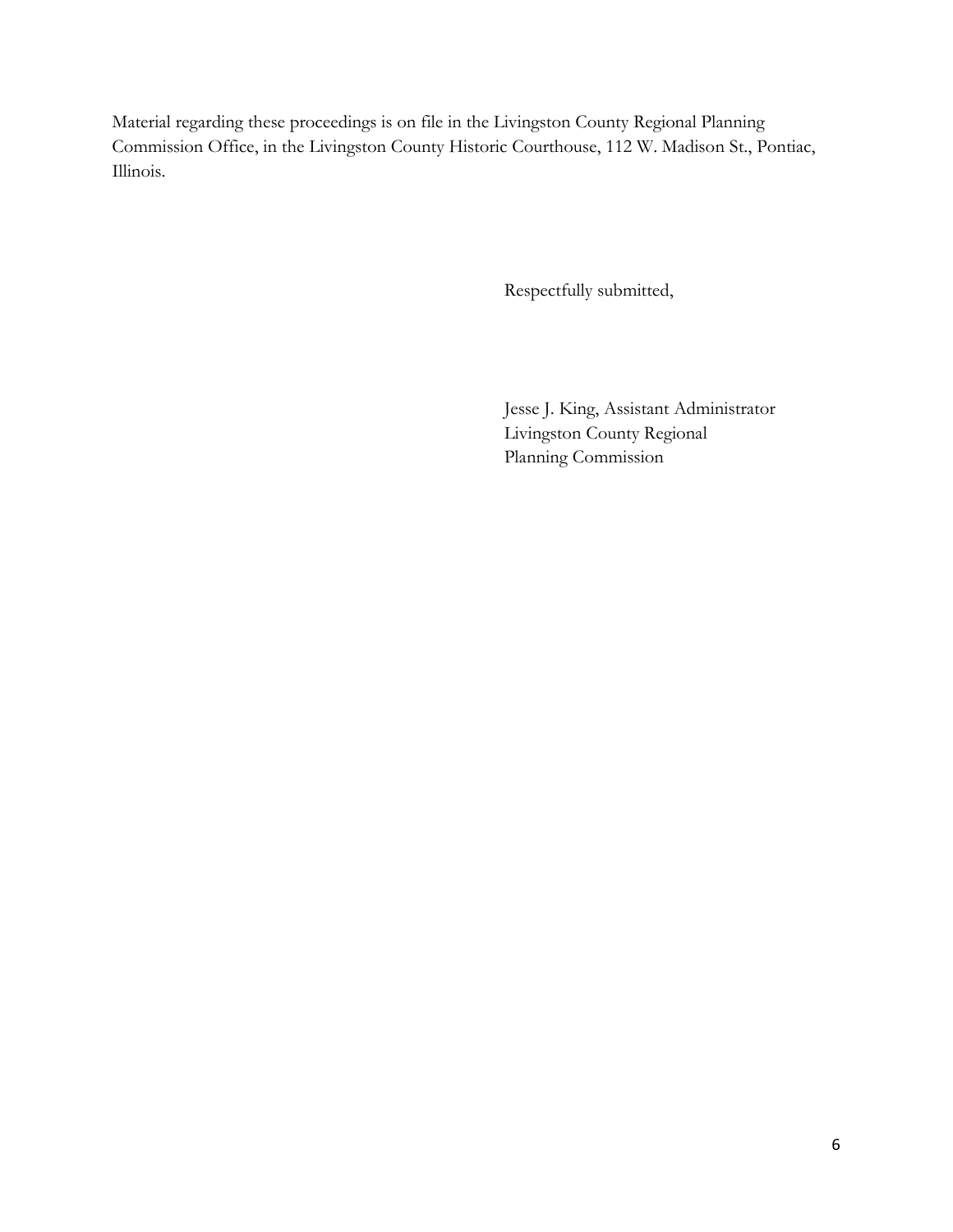Material regarding these proceedings is on file in the Livingston County Regional Planning Commission Office, in the Livingston County Historic Courthouse, 112 W. Madison St., Pontiac, Illinois.

Respectfully submitted,

Jesse J. King, Assistant Administrator
Livingston County Regional
Planning Commission